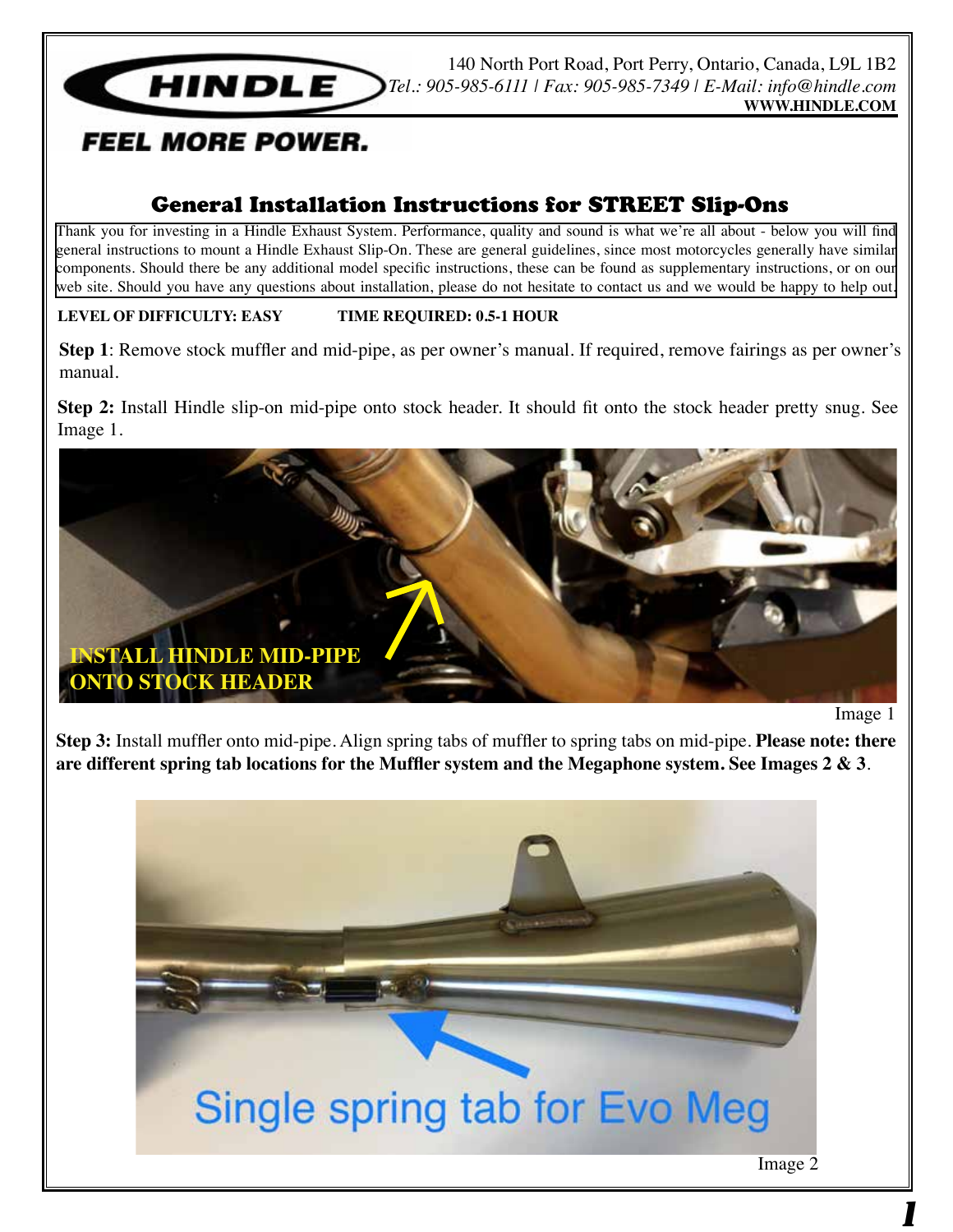HINDLE

FEEL MORE POWER.

140 North Port Road, Port Perry, Ontario, Canada, L9L 1B2
*Tel.: 905-985-6111 | Fax: 905-985-7349 | E-Mail: info@hindle.com*
**WWW.HINDLE.COM**

# General Installation Instructions for STREET Slip-Ons

Thank you for investing in a Hindle Exhaust System. Performance, quality and sound is what we're all about - below you will find general instructions to mount a Hindle Exhaust Slip-On. These are general guidelines, since most motorcycles generally have similar components. Should there be any additional model specific instructions, these can be found as supplementary instructions, or on our web site. Should you have any questions about installation, please do not hesitate to contact us and we would be happy to help out.

**LEVEL OF DIFFICULTY: EASY** **TIME REQUIRED: 0.5-1 HOUR**

**Step 1**: Remove stock muffler and mid-pipe, as per owner's manual. If required, remove fairings as per owner's manual.

**Step 2:** Install Hindle slip-on mid-pipe onto stock header. It should fit onto the stock header pretty snug. See Image 1.

INSTALL HINDLE MID-PIPE ONTO STOCK HEADER

Image 1

**Step 3:** Install muffler onto mid-pipe. Align spring tabs of muffler to spring tabs on mid-pipe. **Please note: there are different spring tab locations for the Muffler system and the Megaphone system. See Images 2 & 3**.

Single spring tab for Evo Meg

Image 2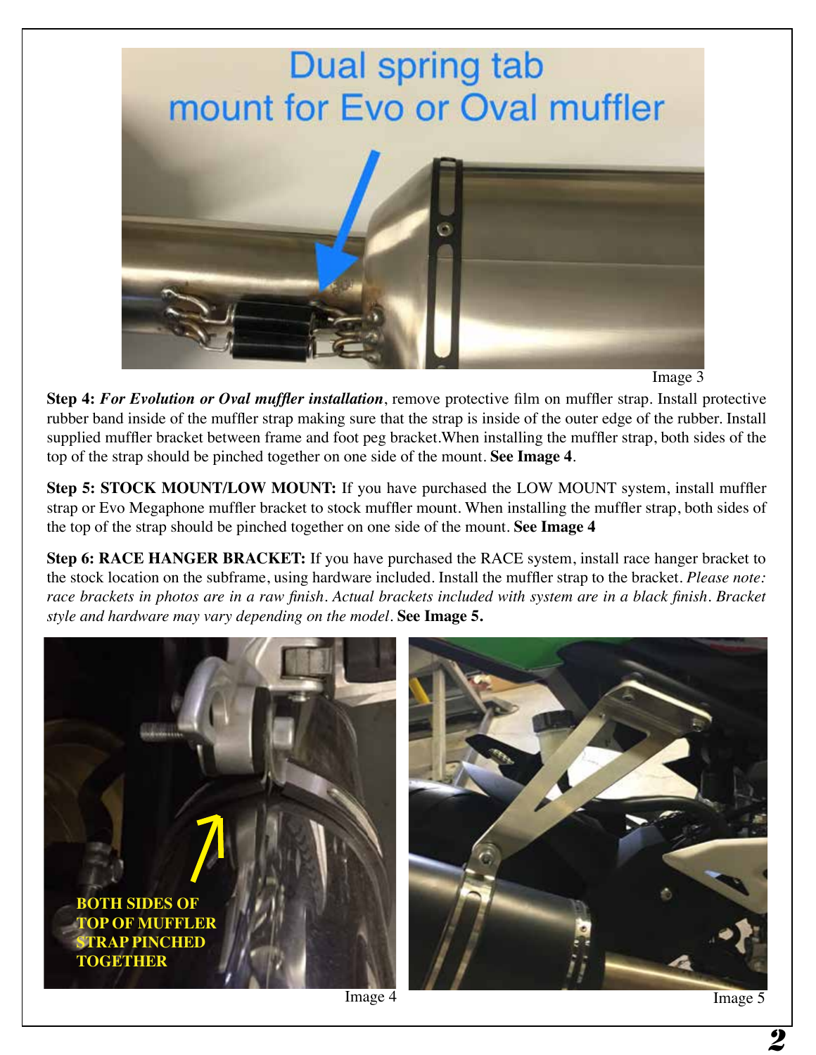Image 3

**Step 4:** ***For Evolution or Oval muffler installation***, remove protective film on muffler strap. Install protective rubber band inside of the muffler strap making sure that the strap is inside of the outer edge of the rubber. Install supplied muffler bracket between frame and foot peg bracket.When installing the muffler strap, both sides of the top of the strap should be pinched together on one side of the mount. **See Image 4**.

**Step 5: STOCK MOUNT/LOW MOUNT:** If you have purchased the LOW MOUNT system, install muffler strap or Evo Megaphone muffler bracket to stock muffler mount. When installing the muffler strap, both sides of the top of the strap should be pinched together on one side of the mount. **See Image 4**

**Step 6: RACE HANGER BRACKET:** If you have purchased the RACE system, install race hanger bracket to the stock location on the subframe, using hardware included. Install the muffler strap to the bracket. *Please note: race brackets in photos are in a raw finish. Actual brackets included with system are in a black finish. Bracket style and hardware may vary depending on the model*. **See Image 5.**

Image 4

Image 5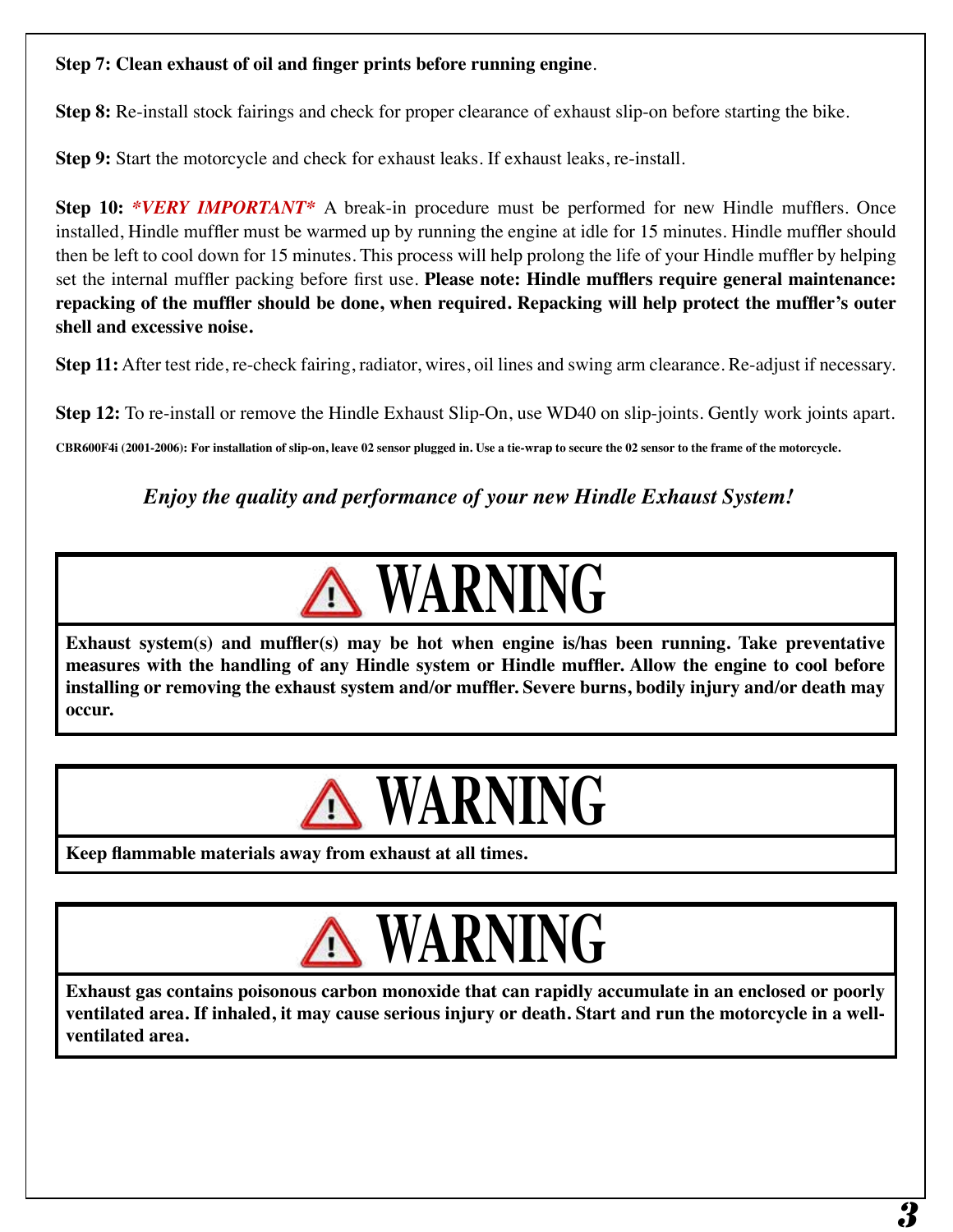**Step 7: Clean exhaust of oil and finger prints before running engine**.

**Step 8:** Re-install stock fairings and check for proper clearance of exhaust slip-on before starting the bike.

**Step 9:** Start the motorcycle and check for exhaust leaks. If exhaust leaks, re-install.

**Step 10:** ***\*VERY IMPORTANT\**** A break-in procedure must be performed for new Hindle mufflers. Once installed, Hindle muffler must be warmed up by running the engine at idle for 15 minutes. Hindle muffler should then be left to cool down for 15 minutes. This process will help prolong the life of your Hindle muffler by helping set the internal muffler packing before first use. **Please note: Hindle mufflers require general maintenance: repacking of the muffler should be done, when required. Repacking will help protect the muffler's outer shell and excessive noise.**

**Step 11:** After test ride, re-check fairing, radiator, wires, oil lines and swing arm clearance. Re-adjust if necessary.

**Step 12:** To re-install or remove the Hindle Exhaust Slip-On, use WD40 on slip-joints. Gently work joints apart.

**CBR600F4i (2001-2006): For installation of slip-on, leave 02 sensor plugged in. Use a tie-wrap to secure the 02 sensor to the frame of the motorcycle.**

*Enjoy the quality and performance of your new Hindle Exhaust System!*

# ⚠ WARNING

**Exhaust system(s) and muffler(s) may be hot when engine is/has been running. Take preventative measures with the handling of any Hindle system or Hindle muffler. Allow the engine to cool before installing or removing the exhaust system and/or muffler. Severe burns, bodily injury and/or death may occur.**

# ⚠ WARNING

**Keep flammable materials away from exhaust at all times.**

# ⚠ WARNING

**Exhaust gas contains poisonous carbon monoxide that can rapidly accumulate in an enclosed or poorly ventilated area. If inhaled, it may cause serious injury or death. Start and run the motorcycle in a well-ventilated area.**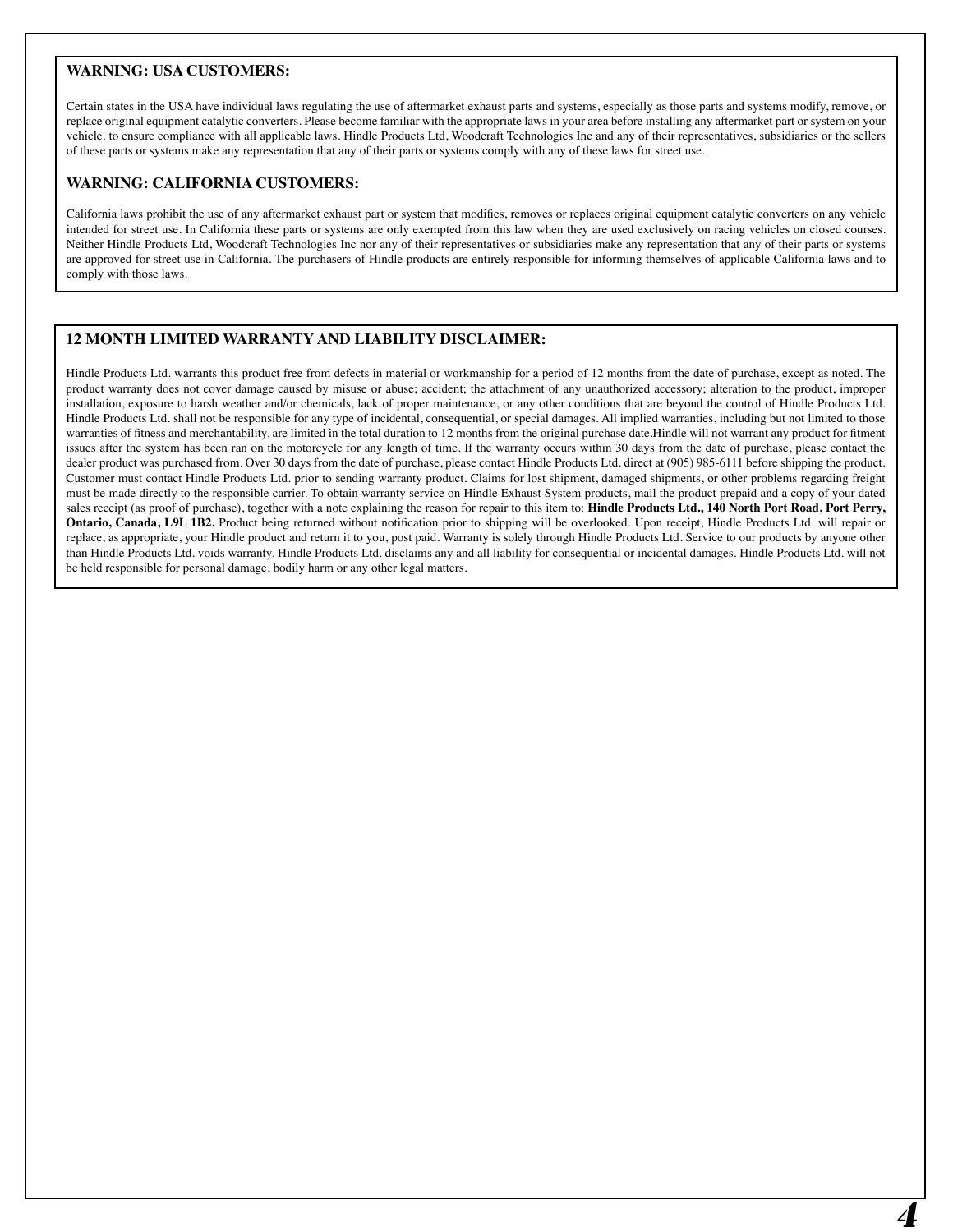## WARNING: USA CUSTOMERS:

Certain states in the USA have individual laws regulating the use of aftermarket exhaust parts and systems, especially as those parts and systems modify, remove, or replace original equipment catalytic converters. Please become familiar with the appropriate laws in your area before installing any aftermarket part or system on your vehicle. to ensure compliance with all applicable laws. Hindle Products Ltd, Woodcraft Technologies Inc and any of their representatives, subsidiaries or the sellers of these parts or systems make any representation that any of their parts or systems comply with any of these laws for street use.

## WARNING: CALIFORNIA CUSTOMERS:

California laws prohibit the use of any aftermarket exhaust part or system that modifies, removes or replaces original equipment catalytic converters on any vehicle intended for street use. In California these parts or systems are only exempted from this law when they are used exclusively on racing vehicles on closed courses. Neither Hindle Products Ltd, Woodcraft Technologies Inc nor any of their representatives or subsidiaries make any representation that any of their parts or systems are approved for street use in California. The purchasers of Hindle products are entirely responsible for informing themselves of applicable California laws and to comply with those laws.

## 12 MONTH LIMITED WARRANTY AND LIABILITY DISCLAIMER:

Hindle Products Ltd. warrants this product free from defects in material or workmanship for a period of 12 months from the date of purchase, except as noted. The product warranty does not cover damage caused by misuse or abuse; accident; the attachment of any unauthorized accessory; alteration to the product, improper installation, exposure to harsh weather and/or chemicals, lack of proper maintenance, or any other conditions that are beyond the control of Hindle Products Ltd. Hindle Products Ltd. shall not be responsible for any type of incidental, consequential, or special damages. All implied warranties, including but not limited to those warranties of fitness and merchantability, are limited in the total duration to 12 months from the original purchase date.Hindle will not warrant any product for fitment issues after the system has been ran on the motorcycle for any length of time. If the warranty occurs within 30 days from the date of purchase, please contact the dealer product was purchased from. Over 30 days from the date of purchase, please contact Hindle Products Ltd. direct at (905) 985-6111 before shipping the product. Customer must contact Hindle Products Ltd. prior to sending warranty product. Claims for lost shipment, damaged shipments, or other problems regarding freight must be made directly to the responsible carrier. To obtain warranty service on Hindle Exhaust System products, mail the product prepaid and a copy of your dated sales receipt (as proof of purchase), together with a note explaining the reason for repair to this item to: **Hindle Products Ltd., 140 North Port Road, Port Perry, Ontario, Canada, L9L 1B2.** Product being returned without notification prior to shipping will be overlooked. Upon receipt, Hindle Products Ltd. will repair or replace, as appropriate, your Hindle product and return it to you, post paid. Warranty is solely through Hindle Products Ltd. Service to our products by anyone other than Hindle Products Ltd. voids warranty. Hindle Products Ltd. disclaims any and all liability for consequential or incidental damages. Hindle Products Ltd. will not be held responsible for personal damage, bodily harm or any other legal matters.